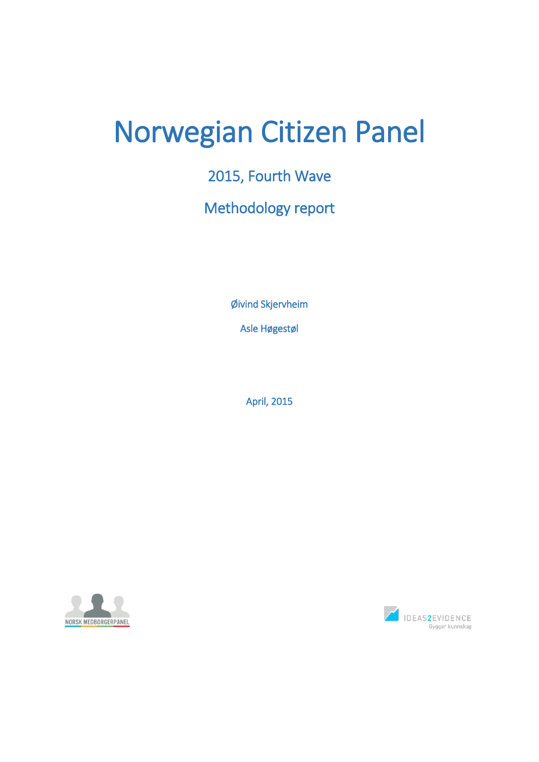# Norwegian Citizen Panel

## 2015, Fourth Wave

## Methodology report

Øivind Skjervheim

Asle Høgestøl

April, 2015

NORSK MEDBORGERPANEL

IDEAS2EVIDENCE

Bygger kunnskap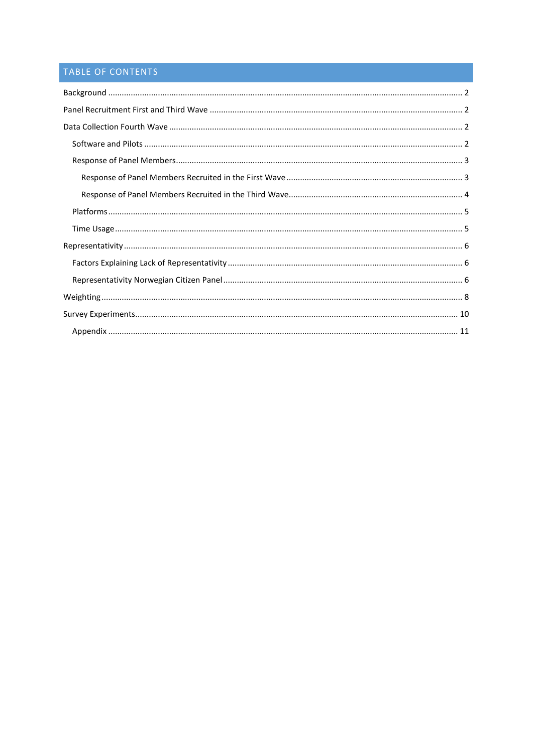## TABLE OF CONTENTS

- Background ........ 2
- Panel Recruitment First and Third Wave ........ 2
- Data Collection Fourth Wave ........ 2
  - Software and Pilots ........ 2
  - Response of Panel Members ........ 3
    - Response of Panel Members Recruited in the First Wave ........ 3
    - Response of Panel Members Recruited in the Third Wave ........ 4
  - Platforms ........ 5
  - Time Usage ........ 5
- Representativity ........ 6
  - Factors Explaining Lack of Representativity ........ 6
  - Representativity Norwegian Citizen Panel ........ 6
- Weighting ........ 8
- Survey Experiments ........ 10
  - Appendix ........ 11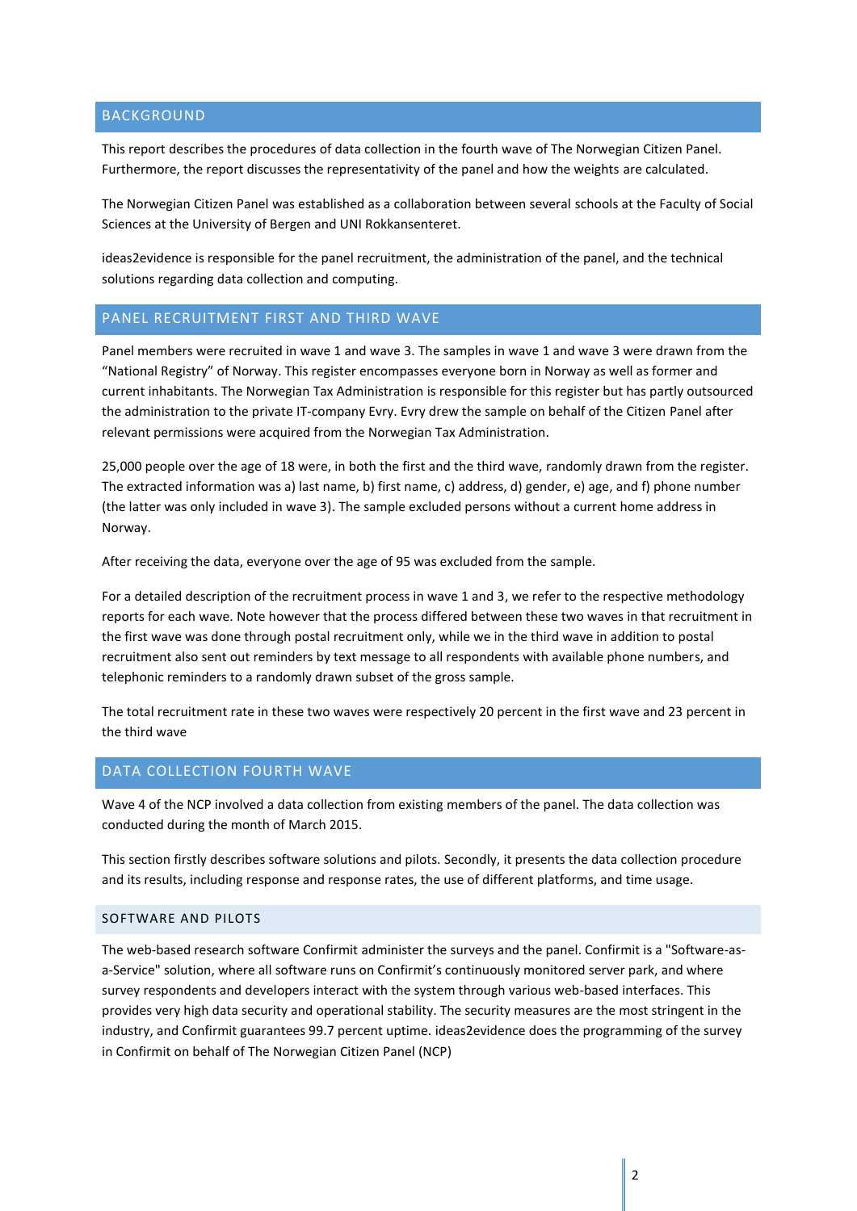## BACKGROUND

This report describes the procedures of data collection in the fourth wave of The Norwegian Citizen Panel. Furthermore, the report discusses the representativity of the panel and how the weights are calculated.

The Norwegian Citizen Panel was established as a collaboration between several schools at the Faculty of Social Sciences at the University of Bergen and UNI Rokkansenteret.

ideas2evidence is responsible for the panel recruitment, the administration of the panel, and the technical solutions regarding data collection and computing.

## PANEL RECRUITMENT FIRST AND THIRD WAVE

Panel members were recruited in wave 1 and wave 3. The samples in wave 1 and wave 3 were drawn from the "National Registry" of Norway. This register encompasses everyone born in Norway as well as former and current inhabitants. The Norwegian Tax Administration is responsible for this register but has partly outsourced the administration to the private IT-company Evry. Evry drew the sample on behalf of the Citizen Panel after relevant permissions were acquired from the Norwegian Tax Administration.

25,000 people over the age of 18 were, in both the first and the third wave, randomly drawn from the register. The extracted information was a) last name, b) first name, c) address, d) gender, e) age, and f) phone number (the latter was only included in wave 3). The sample excluded persons without a current home address in Norway.

After receiving the data, everyone over the age of 95 was excluded from the sample.

For a detailed description of the recruitment process in wave 1 and 3, we refer to the respective methodology reports for each wave. Note however that the process differed between these two waves in that recruitment in the first wave was done through postal recruitment only, while we in the third wave in addition to postal recruitment also sent out reminders by text message to all respondents with available phone numbers, and telephonic reminders to a randomly drawn subset of the gross sample.

The total recruitment rate in these two waves were respectively 20 percent in the first wave and 23 percent in the third wave

## DATA COLLECTION FOURTH WAVE

Wave 4 of the NCP involved a data collection from existing members of the panel. The data collection was conducted during the month of March 2015.

This section firstly describes software solutions and pilots. Secondly, it presents the data collection procedure and its results, including response and response rates, the use of different platforms, and time usage.

### SOFTWARE AND PILOTS

The web-based research software Confirmit administer the surveys and the panel. Confirmit is a "Software-as-a-Service" solution, where all software runs on Confirmit's continuously monitored server park, and where survey respondents and developers interact with the system through various web-based interfaces. This provides very high data security and operational stability. The security measures are the most stringent in the industry, and Confirmit guarantees 99.7 percent uptime. ideas2evidence does the programming of the survey in Confirmit on behalf of The Norwegian Citizen Panel (NCP)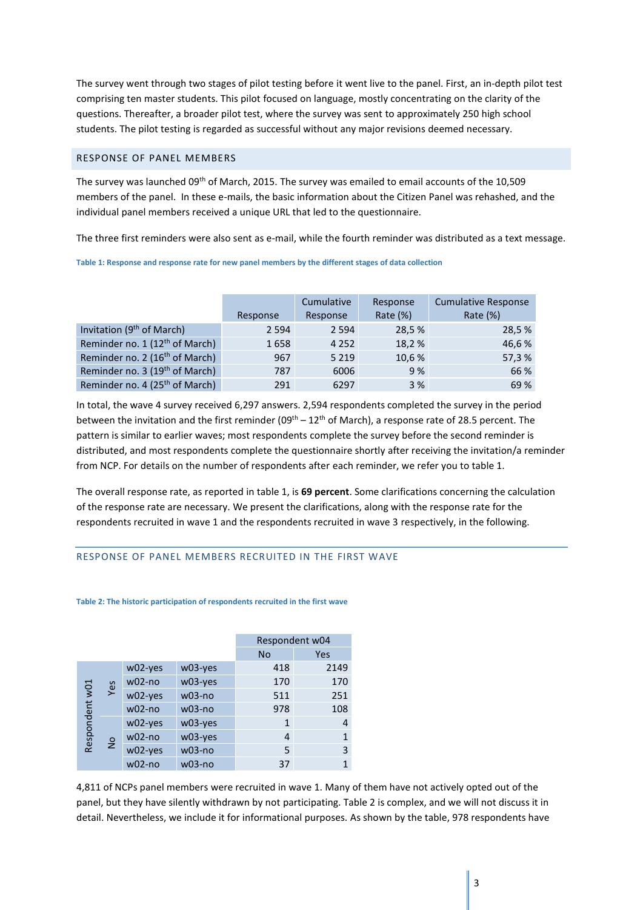The survey went through two stages of pilot testing before it went live to the panel. First, an in-depth pilot test comprising ten master students. This pilot focused on language, mostly concentrating on the clarity of the questions. Thereafter, a broader pilot test, where the survey was sent to approximately 250 high school students. The pilot testing is regarded as successful without any major revisions deemed necessary.

## RESPONSE OF PANEL MEMBERS

The survey was launched 09th of March, 2015. The survey was emailed to email accounts of the 10,509 members of the panel. In these e-mails, the basic information about the Citizen Panel was rehashed, and the individual panel members received a unique URL that led to the questionnaire.

The three first reminders were also sent as e-mail, while the fourth reminder was distributed as a text message.

**Table 1: Response and response rate for new panel members by the different stages of data collection**

| | Response | Cumulative Response | Response Rate (%) | Cumulative Response Rate (%) |
|---|---|---|---|---|
| Invitation (9th of March) | 2 594 | 2 594 | 28,5 % | 28,5 % |
| Reminder no. 1 (12th of March) | 1 658 | 4 252 | 18,2 % | 46,6 % |
| Reminder no. 2 (16th of March) | 967 | 5 219 | 10,6 % | 57,3 % |
| Reminder no. 3 (19th of March) | 787 | 6006 | 9 % | 66 % |
| Reminder no. 4 (25th of March) | 291 | 6297 | 3 % | 69 % |

In total, the wave 4 survey received 6,297 answers. 2,594 respondents completed the survey in the period between the invitation and the first reminder (09th – 12th of March), a response rate of 28.5 percent. The pattern is similar to earlier waves; most respondents complete the survey before the second reminder is distributed, and most respondents complete the questionnaire shortly after receiving the invitation/a reminder from NCP. For details on the number of respondents after each reminder, we refer you to table 1.

The overall response rate, as reported in table 1, is **69 percent**. Some clarifications concerning the calculation of the response rate are necessary. We present the clarifications, along with the response rate for the respondents recruited in wave 1 and the respondents recruited in wave 3 respectively, in the following.

## RESPONSE OF PANEL MEMBERS RECRUITED IN THE FIRST WAVE

**Table 2: The historic participation of respondents recruited in the first wave**

| | | | | Respondent w04 | |
|---|---|---|---|---|---|
| | | | | No | Yes |
| Respondent w01 | Yes | w02-yes | w03-yes | 418 | 2149 |
| | | w02-no | w03-yes | 170 | 170 |
| | | w02-yes | w03-no | 511 | 251 |
| | | w02-no | w03-no | 978 | 108 |
| | No | w02-yes | w03-yes | 1 | 4 |
| | | w02-no | w03-yes | 4 | 1 |
| | | w02-yes | w03-no | 5 | 3 |
| | | w02-no | w03-no | 37 | 1 |

4,811 of NCPs panel members were recruited in wave 1. Many of them have not actively opted out of the panel, but they have silently withdrawn by not participating. Table 2 is complex, and we will not discuss it in detail. Nevertheless, we include it for informational purposes. As shown by the table, 978 respondents have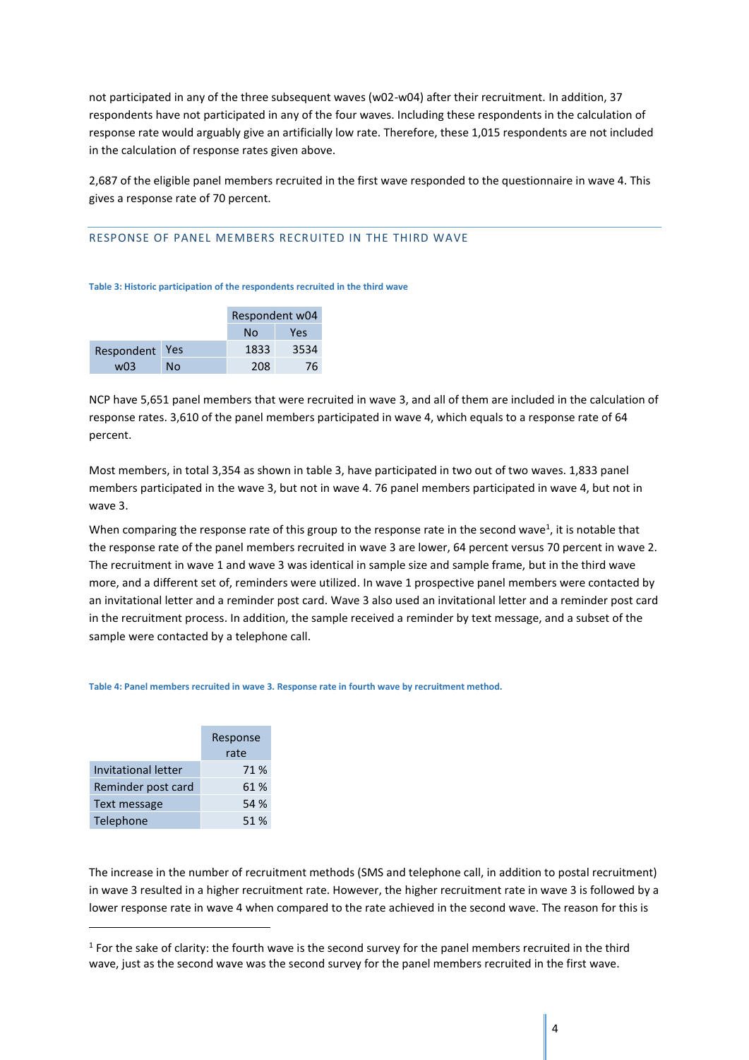not participated in any of the three subsequent waves (w02-w04) after their recruitment. In addition, 37 respondents have not participated in any of the four waves. Including these respondents in the calculation of response rate would arguably give an artificially low rate. Therefore, these 1,015 respondents are not included in the calculation of response rates given above.

2,687 of the eligible panel members recruited in the first wave responded to the questionnaire in wave 4. This gives a response rate of 70 percent.

## RESPONSE OF PANEL MEMBERS RECRUITED IN THE THIRD WAVE

**Table 3: Historic participation of the respondents recruited in the third wave**

| | | Respondent w04 | |
|---|---|---|---|
| | | No | Yes |
| Respondent w03 | Yes | 1833 | 3534 |
| | No | 208 | 76 |

NCP have 5,651 panel members that were recruited in wave 3, and all of them are included in the calculation of response rates. 3,610 of the panel members participated in wave 4, which equals to a response rate of 64 percent.

Most members, in total 3,354 as shown in table 3, have participated in two out of two waves. 1,833 panel members participated in the wave 3, but not in wave 4. 76 panel members participated in wave 4, but not in wave 3.

When comparing the response rate of this group to the response rate in the second wave[1], it is notable that the response rate of the panel members recruited in wave 3 are lower, 64 percent versus 70 percent in wave 2. The recruitment in wave 1 and wave 3 was identical in sample size and sample frame, but in the third wave more, and a different set of, reminders were utilized. In wave 1 prospective panel members were contacted by an invitational letter and a reminder post card. Wave 3 also used an invitational letter and a reminder post card in the recruitment process. In addition, the sample received a reminder by text message, and a subset of the sample were contacted by a telephone call.

**Table 4: Panel members recruited in wave 3. Response rate in fourth wave by recruitment method.**

| | Response rate |
|---|---|
| Invitational letter | 71 % |
| Reminder post card | 61 % |
| Text message | 54 % |
| Telephone | 51 % |

The increase in the number of recruitment methods (SMS and telephone call, in addition to postal recruitment) in wave 3 resulted in a higher recruitment rate. However, the higher recruitment rate in wave 3 is followed by a lower response rate in wave 4 when compared to the rate achieved in the second wave. The reason for this is

[1] For the sake of clarity: the fourth wave is the second survey for the panel members recruited in the third wave, just as the second wave was the second survey for the panel members recruited in the first wave.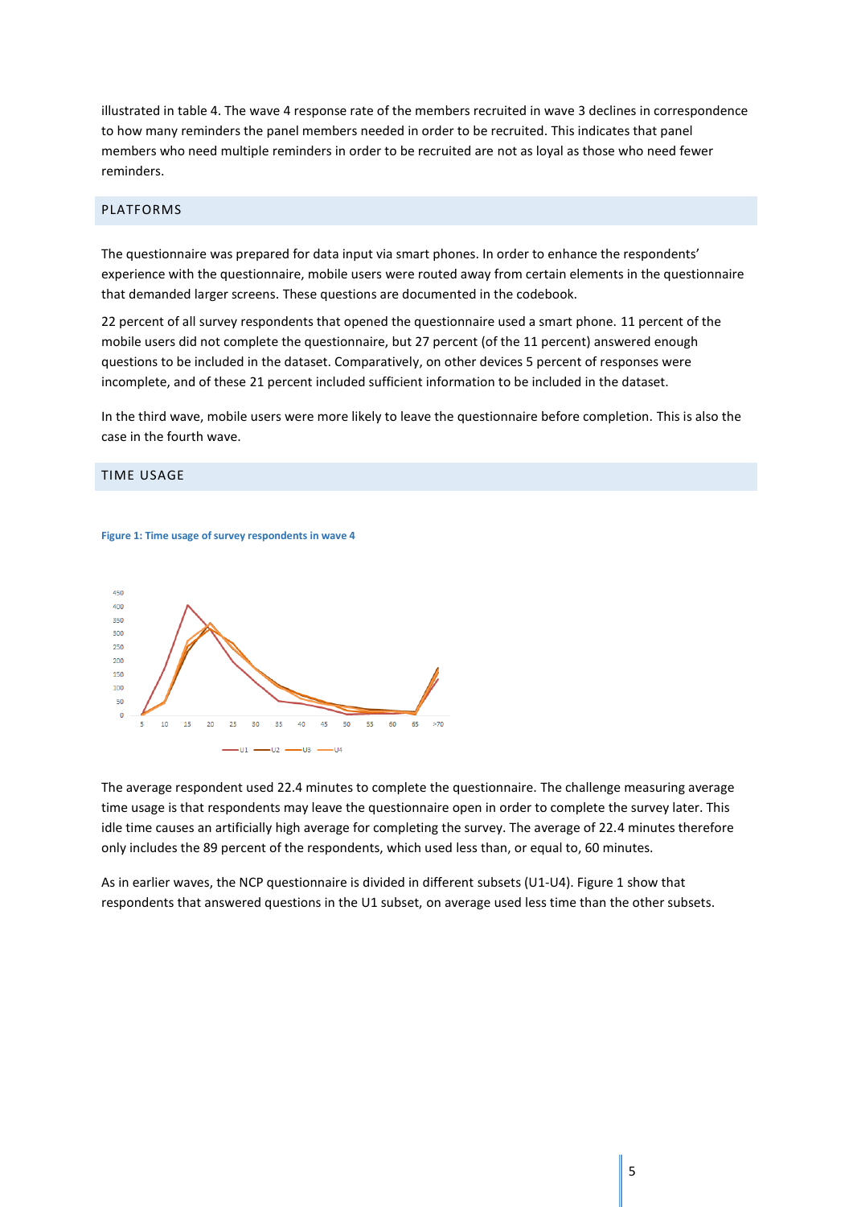illustrated in table 4. The wave 4 response rate of the members recruited in wave 3 declines in correspondence to how many reminders the panel members needed in order to be recruited. This indicates that panel members who need multiple reminders in order to be recruited are not as loyal as those who need fewer reminders.

## PLATFORMS

The questionnaire was prepared for data input via smart phones. In order to enhance the respondents' experience with the questionnaire, mobile users were routed away from certain elements in the questionnaire that demanded larger screens. These questions are documented in the codebook.

22 percent of all survey respondents that opened the questionnaire used a smart phone. 11 percent of the mobile users did not complete the questionnaire, but 27 percent (of the 11 percent) answered enough questions to be included in the dataset. Comparatively, on other devices 5 percent of responses were incomplete, and of these 21 percent included sufficient information to be included in the dataset.

In the third wave, mobile users were more likely to leave the questionnaire before completion. This is also the case in the fourth wave.

## TIME USAGE

**Figure 1: Time usage of survey respondents in wave 4**

The average respondent used 22.4 minutes to complete the questionnaire. The challenge measuring average time usage is that respondents may leave the questionnaire open in order to complete the survey later. This idle time causes an artificially high average for completing the survey. The average of 22.4 minutes therefore only includes the 89 percent of the respondents, which used less than, or equal to, 60 minutes.

As in earlier waves, the NCP questionnaire is divided in different subsets (U1-U4). Figure 1 show that respondents that answered questions in the U1 subset, on average used less time than the other subsets.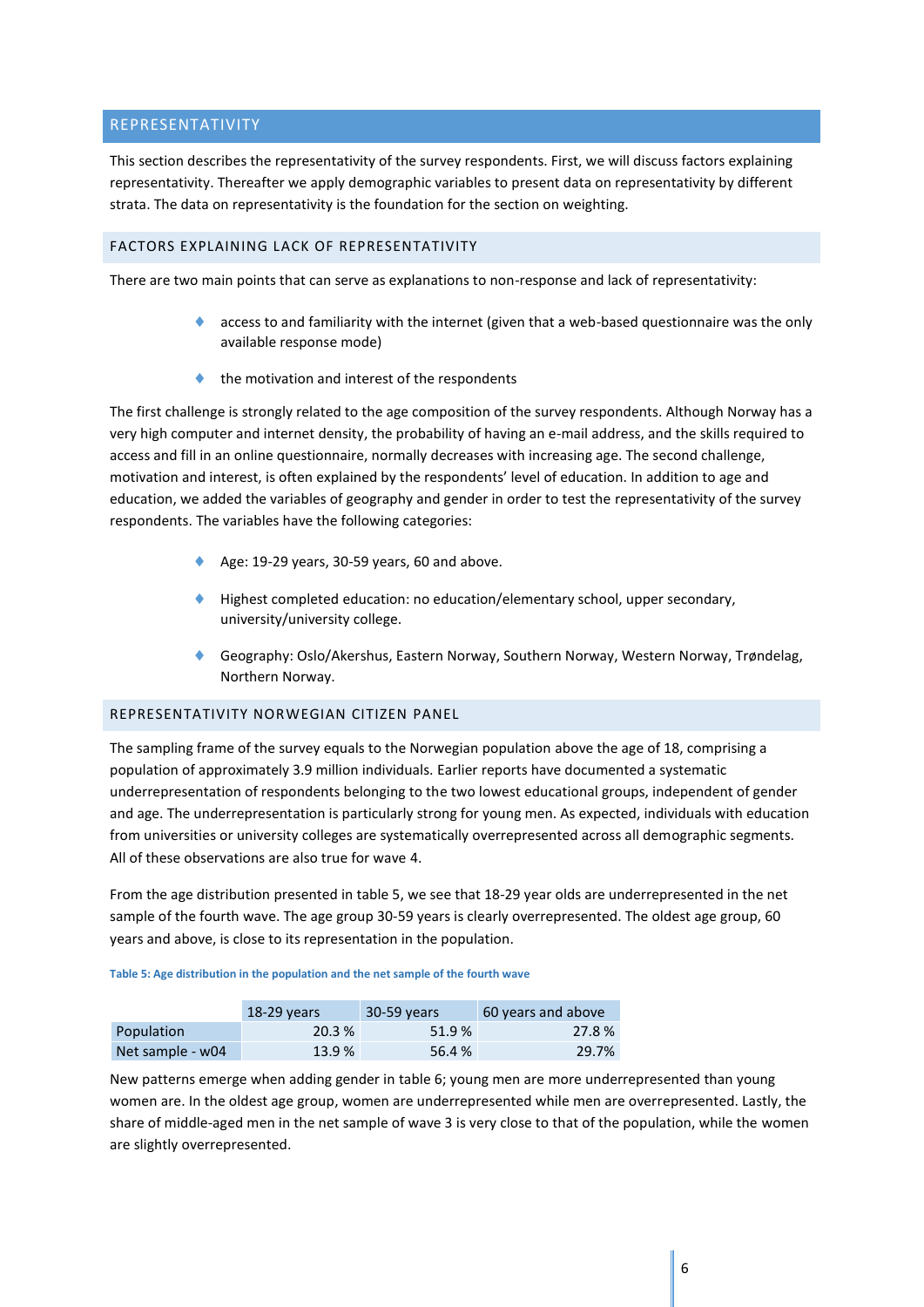## REPRESENTATIVITY

This section describes the representativity of the survey respondents. First, we will discuss factors explaining representativity. Thereafter we apply demographic variables to present data on representativity by different strata. The data on representativity is the foundation for the section on weighting.

### FACTORS EXPLAINING LACK OF REPRESENTATIVITY

There are two main points that can serve as explanations to non-response and lack of representativity:

- access to and familiarity with the internet (given that a web-based questionnaire was the only available response mode)
- the motivation and interest of the respondents

The first challenge is strongly related to the age composition of the survey respondents. Although Norway has a very high computer and internet density, the probability of having an e-mail address, and the skills required to access and fill in an online questionnaire, normally decreases with increasing age. The second challenge, motivation and interest, is often explained by the respondents' level of education. In addition to age and education, we added the variables of geography and gender in order to test the representativity of the survey respondents. The variables have the following categories:

- Age: 19-29 years, 30-59 years, 60 and above.
- Highest completed education: no education/elementary school, upper secondary, university/university college.
- Geography: Oslo/Akershus, Eastern Norway, Southern Norway, Western Norway, Trøndelag, Northern Norway.

### REPRESENTATIVITY NORWEGIAN CITIZEN PANEL

The sampling frame of the survey equals to the Norwegian population above the age of 18, comprising a population of approximately 3.9 million individuals. Earlier reports have documented a systematic underrepresentation of respondents belonging to the two lowest educational groups, independent of gender and age. The underrepresentation is particularly strong for young men. As expected, individuals with education from universities or university colleges are systematically overrepresented across all demographic segments. All of these observations are also true for wave 4.

From the age distribution presented in table 5, we see that 18-29 year olds are underrepresented in the net sample of the fourth wave. The age group 30-59 years is clearly overrepresented. The oldest age group, 60 years and above, is close to its representation in the population.

**Table 5: Age distribution in the population and the net sample of the fourth wave**

| | 18-29 years | 30-59 years | 60 years and above |
|---|---|---|---|
| Population | 20.3 % | 51.9 % | 27.8 % |
| Net sample - w04 | 13.9 % | 56.4 % | 29.7% |

New patterns emerge when adding gender in table 6; young men are more underrepresented than young women are. In the oldest age group, women are underrepresented while men are overrepresented. Lastly, the share of middle-aged men in the net sample of wave 3 is very close to that of the population, while the women are slightly overrepresented.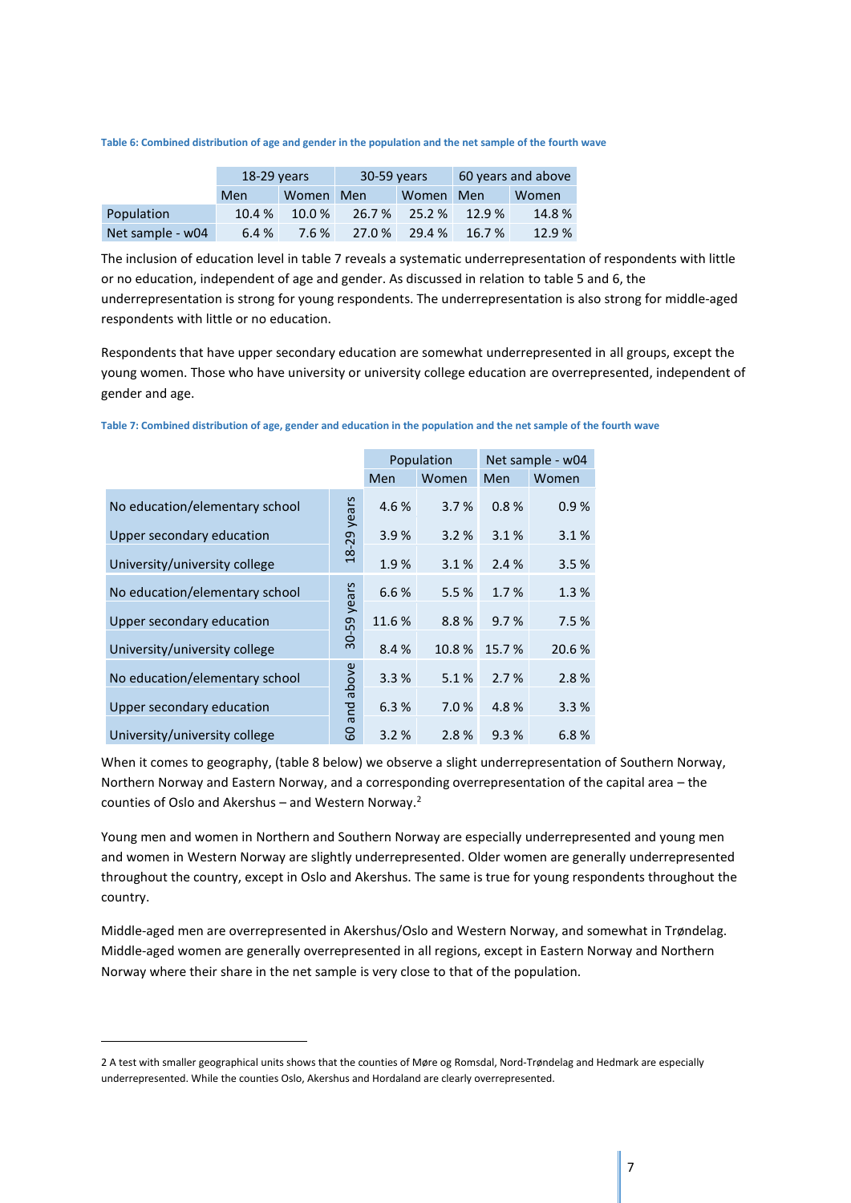**Table 6: Combined distribution of age and gender in the population and the net sample of the fourth wave**

| | 18-29 years | | 30-59 years | | 60 years and above | |
|---|---|---|---|---|---|---|
| | Men | Women | Men | Women | Men | Women |
| Population | 10.4 % | 10.0 % | 26.7 % | 25.2 % | 12.9 % | 14.8 % |
| Net sample - w04 | 6.4 % | 7.6 % | 27.0 % | 29.4 % | 16.7 % | 12.9 % |

The inclusion of education level in table 7 reveals a systematic underrepresentation of respondents with little or no education, independent of age and gender. As discussed in relation to table 5 and 6, the underrepresentation is strong for young respondents. The underrepresentation is also strong for middle-aged respondents with little or no education.

Respondents that have upper secondary education are somewhat underrepresented in all groups, except the young women. Those who have university or university college education are overrepresented, independent of gender and age.

**Table 7: Combined distribution of age, gender and education in the population and the net sample of the fourth wave**

| | | Population | | Net sample - w04 | |
|---|---|---|---|---|---|
| | | Men | Women | Men | Women |
| No education/elementary school | 18-29 years | 4.6 % | 3.7 % | 0.8 % | 0.9 % |
| Upper secondary education | 18-29 years | 3.9 % | 3.2 % | 3.1 % | 3.1 % |
| University/university college | 18-29 years | 1.9 % | 3.1 % | 2.4 % | 3.5 % |
| No education/elementary school | 30-59 years | 6.6 % | 5.5 % | 1.7 % | 1.3 % |
| Upper secondary education | 30-59 years | 11.6 % | 8.8 % | 9.7 % | 7.5 % |
| University/university college | 30-59 years | 8.4 % | 10.8 % | 15.7 % | 20.6 % |
| No education/elementary school | 60 and above | 3.3 % | 5.1 % | 2.7 % | 2.8 % |
| Upper secondary education | 60 and above | 6.3 % | 7.0 % | 4.8 % | 3.3 % |
| University/university college | 60 and above | 3.2 % | 2.8 % | 9.3 % | 6.8 % |

When it comes to geography, (table 8 below) we observe a slight underrepresentation of Southern Norway, Northern Norway and Eastern Norway, and a corresponding overrepresentation of the capital area – the counties of Oslo and Akershus – and Western Norway.[2]

Young men and women in Northern and Southern Norway are especially underrepresented and young men and women in Western Norway are slightly underrepresented. Older women are generally underrepresented throughout the country, except in Oslo and Akershus. The same is true for young respondents throughout the country.

Middle-aged men are overrepresented in Akershus/Oslo and Western Norway, and somewhat in Trøndelag. Middle-aged women are generally overrepresented in all regions, except in Eastern Norway and Northern Norway where their share in the net sample is very close to that of the population.

---

2 A test with smaller geographical units shows that the counties of Møre og Romsdal, Nord-Trøndelag and Hedmark are especially underrepresented. While the counties Oslo, Akershus and Hordaland are clearly overrepresented.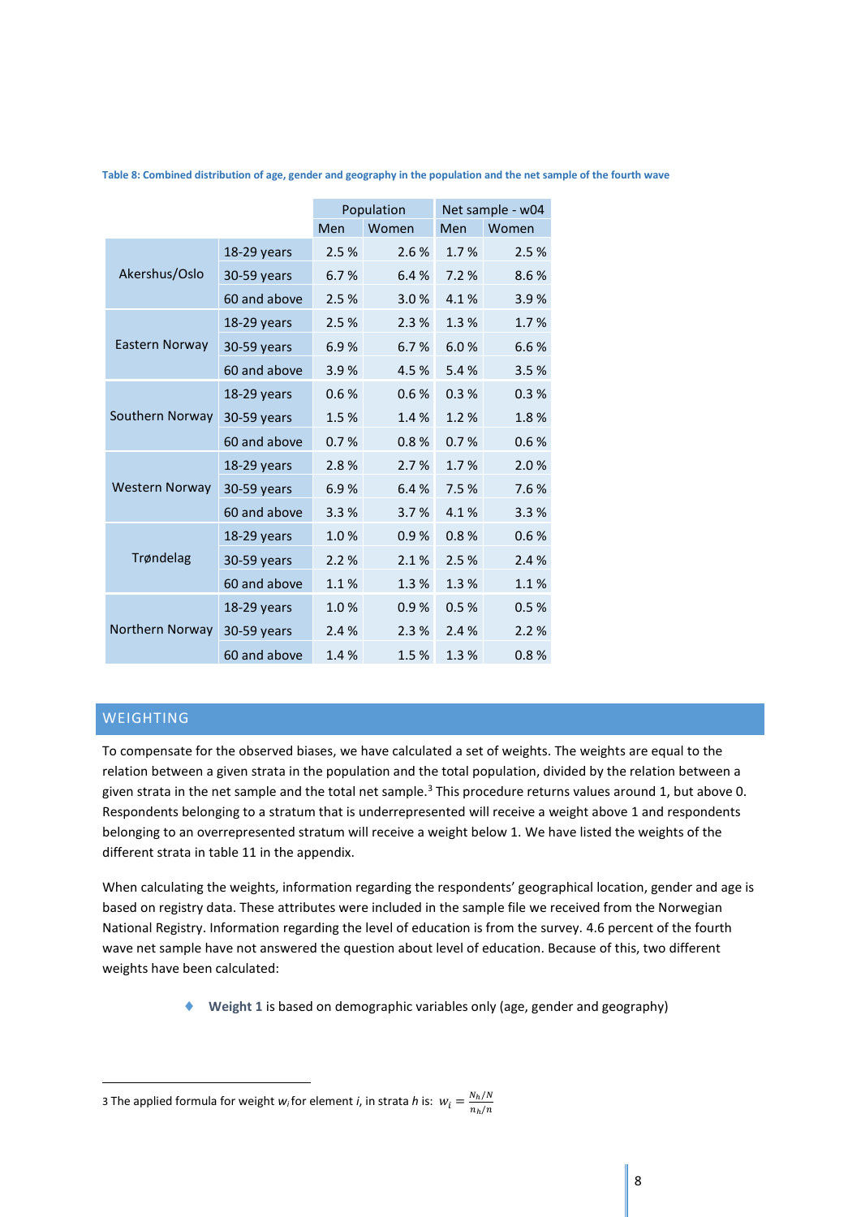**Table 8: Combined distribution of age, gender and geography in the population and the net sample of the fourth wave**

| | | Population | | Net sample - w04 | |
|---|---|---|---|---|---|
| | | Men | Women | Men | Women |
| Akershus/Oslo | 18-29 years | 2.5 % | 2.6 % | 1.7 % | 2.5 % |
| | 30-59 years | 6.7 % | 6.4 % | 7.2 % | 8.6 % |
| | 60 and above | 2.5 % | 3.0 % | 4.1 % | 3.9 % |
| Eastern Norway | 18-29 years | 2.5 % | 2.3 % | 1.3 % | 1.7 % |
| | 30-59 years | 6.9 % | 6.7 % | 6.0 % | 6.6 % |
| | 60 and above | 3.9 % | 4.5 % | 5.4 % | 3.5 % |
| Southern Norway | 18-29 years | 0.6 % | 0.6 % | 0.3 % | 0.3 % |
| | 30-59 years | 1.5 % | 1.4 % | 1.2 % | 1.8 % |
| | 60 and above | 0.7 % | 0.8 % | 0.7 % | 0.6 % |
| Western Norway | 18-29 years | 2.8 % | 2.7 % | 1.7 % | 2.0 % |
| | 30-59 years | 6.9 % | 6.4 % | 7.5 % | 7.6 % |
| | 60 and above | 3.3 % | 3.7 % | 4.1 % | 3.3 % |
| Trøndelag | 18-29 years | 1.0 % | 0.9 % | 0.8 % | 0.6 % |
| | 30-59 years | 2.2 % | 2.1 % | 2.5 % | 2.4 % |
| | 60 and above | 1.1 % | 1.3 % | 1.3 % | 1.1 % |
| Northern Norway | 18-29 years | 1.0 % | 0.9 % | 0.5 % | 0.5 % |
| | 30-59 years | 2.4 % | 2.3 % | 2.4 % | 2.2 % |
| | 60 and above | 1.4 % | 1.5 % | 1.3 % | 0.8 % |

## WEIGHTING

To compensate for the observed biases, we have calculated a set of weights. The weights are equal to the relation between a given strata in the population and the total population, divided by the relation between a given strata in the net sample and the total net sample.[3] This procedure returns values around 1, but above 0. Respondents belonging to a stratum that is underrepresented will receive a weight above 1 and respondents belonging to an overrepresented stratum will receive a weight below 1. We have listed the weights of the different strata in table 11 in the appendix.

When calculating the weights, information regarding the respondents' geographical location, gender and age is based on registry data. These attributes were included in the sample file we received from the Norwegian National Registry. Information regarding the level of education is from the survey. 4.6 percent of the fourth wave net sample have not answered the question about level of education. Because of this, two different weights have been calculated:

- **Weight 1** is based on demographic variables only (age, gender and geography)

---

3 The applied formula for weight $w_i$ for element *i*, in strata *h* is: $w_i = \frac{N_h/N}{n_h/n}$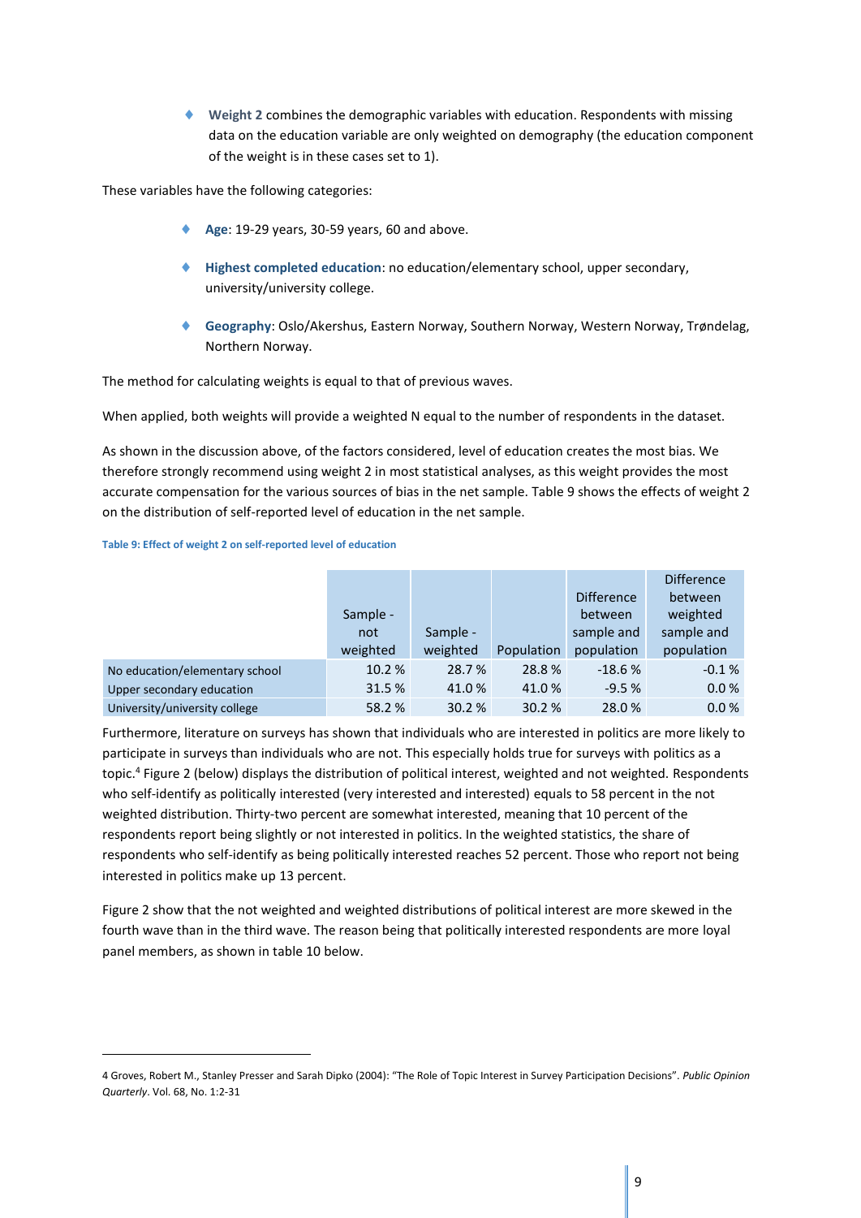- **Weight 2** combines the demographic variables with education. Respondents with missing data on the education variable are only weighted on demography (the education component of the weight is in these cases set to 1).

These variables have the following categories:

- **Age**: 19-29 years, 30-59 years, 60 and above.
- **Highest completed education**: no education/elementary school, upper secondary, university/university college.
- **Geography**: Oslo/Akershus, Eastern Norway, Southern Norway, Western Norway, Trøndelag, Northern Norway.

The method for calculating weights is equal to that of previous waves.

When applied, both weights will provide a weighted N equal to the number of respondents in the dataset.

As shown in the discussion above, of the factors considered, level of education creates the most bias. We therefore strongly recommend using weight 2 in most statistical analyses, as this weight provides the most accurate compensation for the various sources of bias in the net sample. Table 9 shows the effects of weight 2 on the distribution of self-reported level of education in the net sample.

**Table 9: Effect of weight 2 on self-reported level of education**

| | Sample - not weighted | Sample - weighted | Population | Difference between sample and population | Difference between weighted sample and population |
|---|---|---|---|---|---|
| No education/elementary school | 10.2 % | 28.7 % | 28.8 % | -18.6 % | -0.1 % |
| Upper secondary education | 31.5 % | 41.0 % | 41.0 % | -9.5 % | 0.0 % |
| University/university college | 58.2 % | 30.2 % | 30.2 % | 28.0 % | 0.0 % |

Furthermore, literature on surveys has shown that individuals who are interested in politics are more likely to participate in surveys than individuals who are not. This especially holds true for surveys with politics as a topic.[4] Figure 2 (below) displays the distribution of political interest, weighted and not weighted. Respondents who self-identify as politically interested (very interested and interested) equals to 58 percent in the not weighted distribution. Thirty-two percent are somewhat interested, meaning that 10 percent of the respondents report being slightly or not interested in politics. In the weighted statistics, the share of respondents who self-identify as being politically interested reaches 52 percent. Those who report not being interested in politics make up 13 percent.

Figure 2 show that the not weighted and weighted distributions of political interest are more skewed in the fourth wave than in the third wave. The reason being that politically interested respondents are more loyal panel members, as shown in table 10 below.

---

4 Groves, Robert M., Stanley Presser and Sarah Dipko (2004): "The Role of Topic Interest in Survey Participation Decisions". *Public Opinion Quarterly*. Vol. 68, No. 1:2-31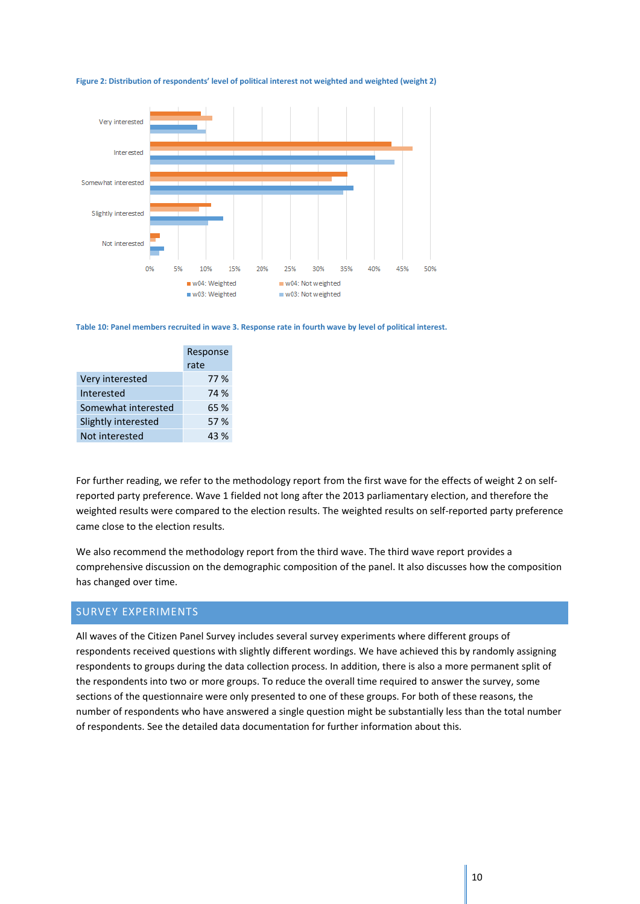**Figure 2: Distribution of respondents' level of political interest not weighted and weighted (weight 2)**

**Table 10: Panel members recruited in wave 3. Response rate in fourth wave by level of political interest.**

| | Response rate |
|---|---|
| Very interested | 77 % |
| Interested | 74 % |
| Somewhat interested | 65 % |
| Slightly interested | 57 % |
| Not interested | 43 % |

For further reading, we refer to the methodology report from the first wave for the effects of weight 2 on self-reported party preference. Wave 1 fielded not long after the 2013 parliamentary election, and therefore the weighted results were compared to the election results. The weighted results on self-reported party preference came close to the election results.

We also recommend the methodology report from the third wave. The third wave report provides a comprehensive discussion on the demographic composition of the panel. It also discusses how the composition has changed over time.

## SURVEY EXPERIMENTS

All waves of the Citizen Panel Survey includes several survey experiments where different groups of respondents received questions with slightly different wordings. We have achieved this by randomly assigning respondents to groups during the data collection process. In addition, there is also a more permanent split of the respondents into two or more groups. To reduce the overall time required to answer the survey, some sections of the questionnaire were only presented to one of these groups. For both of these reasons, the number of respondents who have answered a single question might be substantially less than the total number of respondents. See the detailed data documentation for further information about this.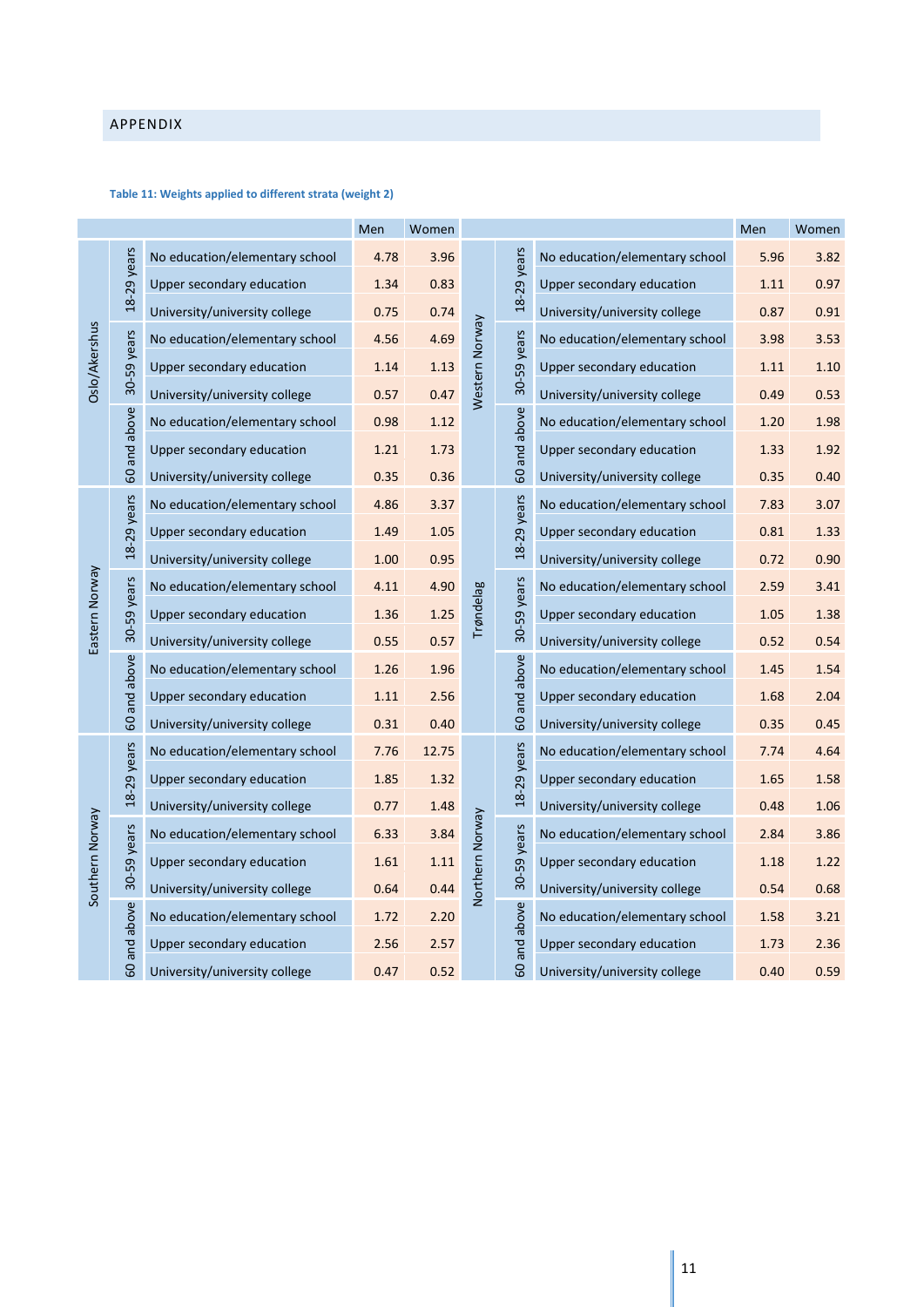## APPENDIX

**Table 11: Weights applied to different strata (weight 2)**

| | | | Men | Women | | | | Men | Women |
|---|---|---|---|---|---|---|---|---|---|
| Oslo/Akershus | 18-29 years | No education/elementary school | 4.78 | 3.96 | Western Norway | 18-29 years | No education/elementary school | 5.96 | 3.82 |
| | | Upper secondary education | 1.34 | 0.83 | | | Upper secondary education | 1.11 | 0.97 |
| | | University/university college | 0.75 | 0.74 | | | University/university college | 0.87 | 0.91 |
| | 30-59 years | No education/elementary school | 4.56 | 4.69 | | 30-59 years | No education/elementary school | 3.98 | 3.53 |
| | | Upper secondary education | 1.14 | 1.13 | | | Upper secondary education | 1.11 | 1.10 |
| | | University/university college | 0.57 | 0.47 | | | University/university college | 0.49 | 0.53 |
| | 60 and above | No education/elementary school | 0.98 | 1.12 | | 60 and above | No education/elementary school | 1.20 | 1.98 |
| | | Upper secondary education | 1.21 | 1.73 | | | Upper secondary education | 1.33 | 1.92 |
| | | University/university college | 0.35 | 0.36 | | | University/university college | 0.35 | 0.40 |
| Eastern Norway | 18-29 years | No education/elementary school | 4.86 | 3.37 | Trøndelag | 18-29 years | No education/elementary school | 7.83 | 3.07 |
| | | Upper secondary education | 1.49 | 1.05 | | | Upper secondary education | 0.81 | 1.33 |
| | | University/university college | 1.00 | 0.95 | | | University/university college | 0.72 | 0.90 |
| | 30-59 years | No education/elementary school | 4.11 | 4.90 | | 30-59 years | No education/elementary school | 2.59 | 3.41 |
| | | Upper secondary education | 1.36 | 1.25 | | | Upper secondary education | 1.05 | 1.38 |
| | | University/university college | 0.55 | 0.57 | | | University/university college | 0.52 | 0.54 |
| | 60 and above | No education/elementary school | 1.26 | 1.96 | | 60 and above | No education/elementary school | 1.45 | 1.54 |
| | | Upper secondary education | 1.11 | 2.56 | | | Upper secondary education | 1.68 | 2.04 |
| | | University/university college | 0.31 | 0.40 | | | University/university college | 0.35 | 0.45 |
| Southern Norway | 18-29 years | No education/elementary school | 7.76 | 12.75 | Northern Norway | 18-29 years | No education/elementary school | 7.74 | 4.64 |
| | | Upper secondary education | 1.85 | 1.32 | | | Upper secondary education | 1.65 | 1.58 |
| | | University/university college | 0.77 | 1.48 | | | University/university college | 0.48 | 1.06 |
| | 30-59 years | No education/elementary school | 6.33 | 3.84 | | 30-59 years | No education/elementary school | 2.84 | 3.86 |
| | | Upper secondary education | 1.61 | 1.11 | | | Upper secondary education | 1.18 | 1.22 |
| | | University/university college | 0.64 | 0.44 | | | University/university college | 0.54 | 0.68 |
| | 60 and above | No education/elementary school | 1.72 | 2.20 | | 60 and above | No education/elementary school | 1.58 | 3.21 |
| | | Upper secondary education | 2.56 | 2.57 | | | Upper secondary education | 1.73 | 2.36 |
| | | University/university college | 0.47 | 0.52 | | | University/university college | 0.40 | 0.59 |